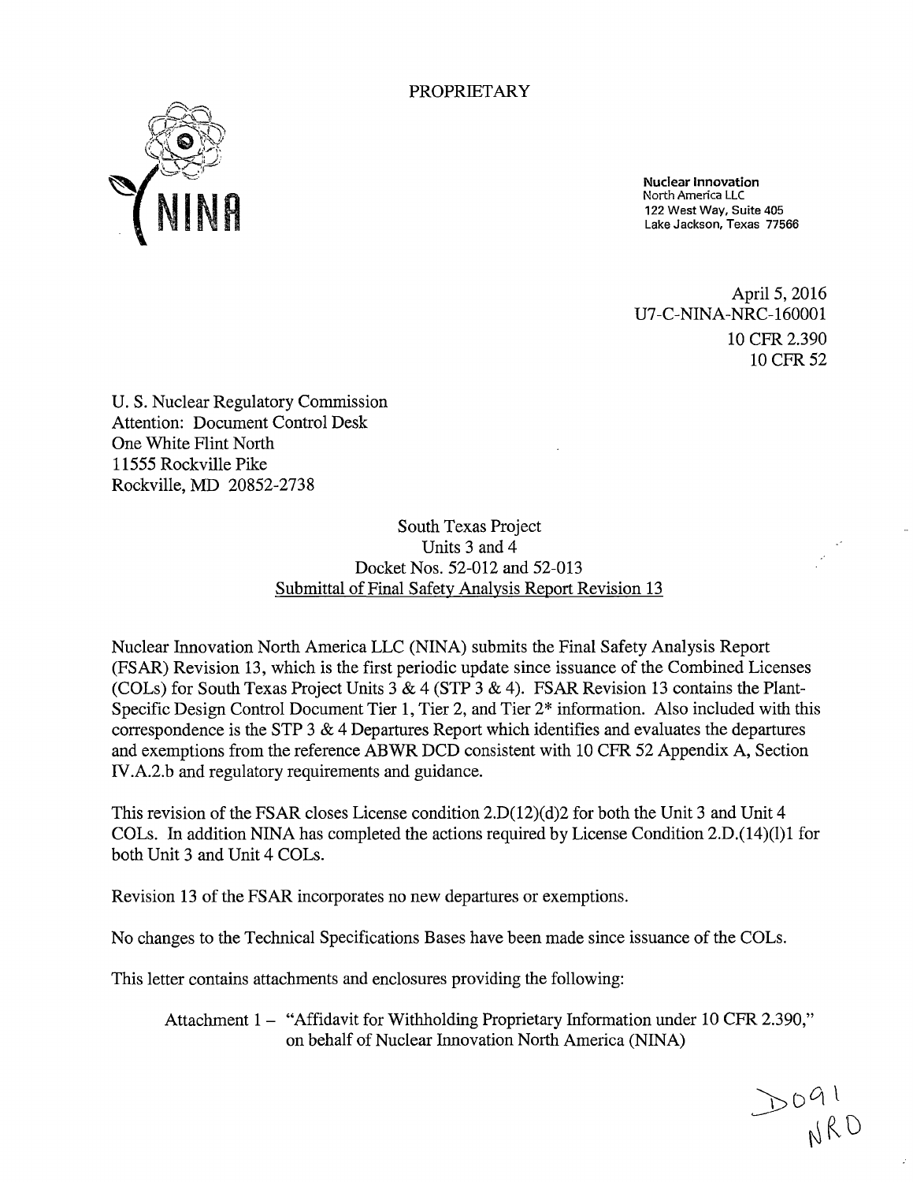PROPRIETARY

NINA

**Nuclear Innovation**
North America LLC
122 West Way, Suite 405
Lake Jackson, Texas 77566

April 5, 2016
U7-C-NINA-NRC-160001
10 CFR 2.390
10 CFR 52

U. S. Nuclear Regulatory Commission
Attention: Document Control Desk
One White Flint North
11555 Rockville Pike
Rockville, MD 20852-2738

South Texas Project
Units 3 and 4
Docket Nos. 52-012 and 52-013
Submittal of Final Safety Analysis Report Revision 13

Nuclear Innovation North America LLC (NINA) submits the Final Safety Analysis Report (FSAR) Revision 13, which is the first periodic update since issuance of the Combined Licenses (COLs) for South Texas Project Units 3 & 4 (STP 3 & 4). FSAR Revision 13 contains the Plant-Specific Design Control Document Tier 1, Tier 2, and Tier 2* information. Also included with this correspondence is the STP 3 & 4 Departures Report which identifies and evaluates the departures and exemptions from the reference ABWR DCD consistent with 10 CFR 52 Appendix A, Section IV.A.2.b and regulatory requirements and guidance.

This revision of the FSAR closes License condition 2.D(12)(d)2 for both the Unit 3 and Unit 4 COLs. In addition NINA has completed the actions required by License Condition 2.D.(14)(l)1 for both Unit 3 and Unit 4 COLs.

Revision 13 of the FSAR incorporates no new departures or exemptions.

No changes to the Technical Specifications Bases have been made since issuance of the COLs.

This letter contains attachments and enclosures providing the following:

Attachment 1 – "Affidavit for Withholding Proprietary Information under 10 CFR 2.390," on behalf of Nuclear Innovation North America (NINA)

D091
NRO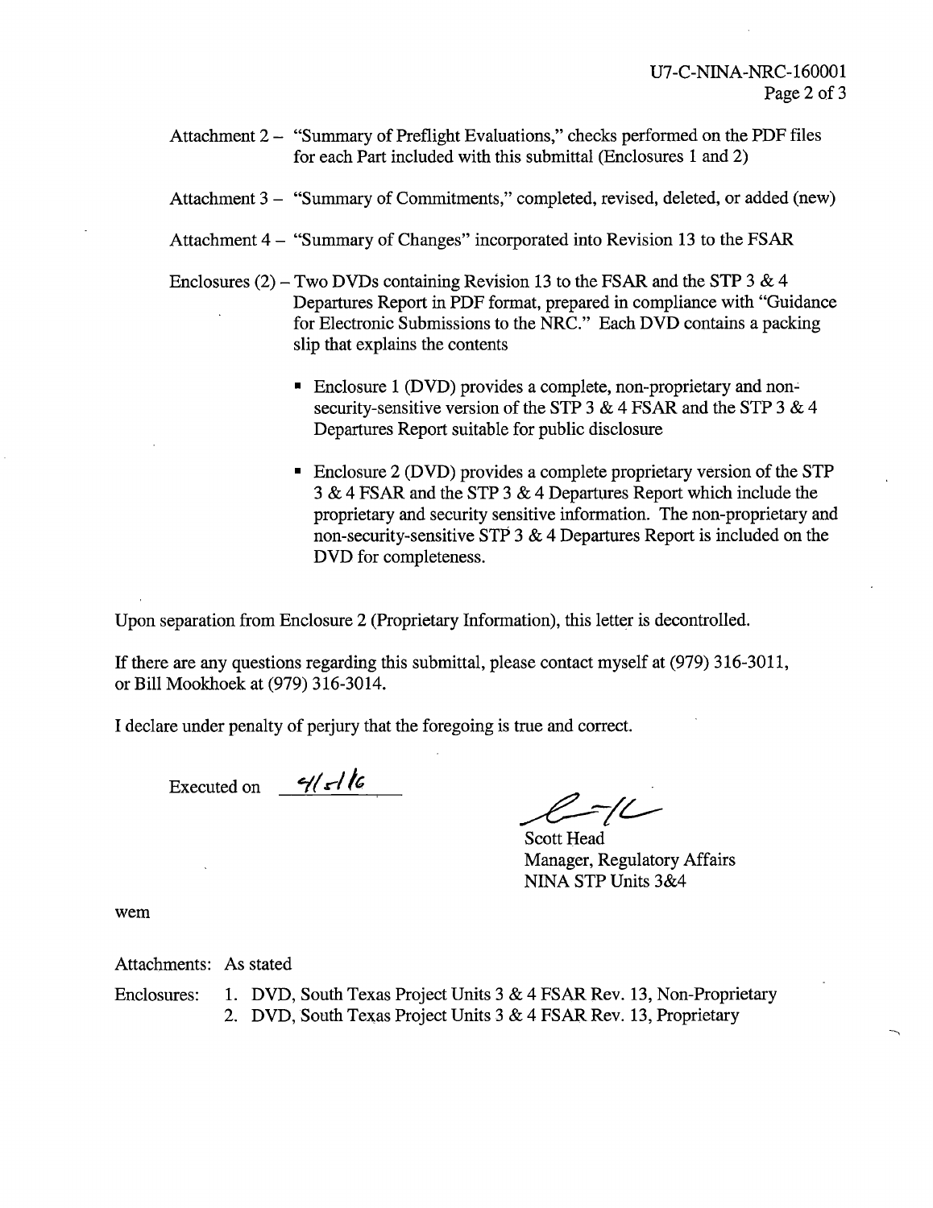Attachment 2 – "Summary of Preflight Evaluations," checks performed on the PDF files for each Part included with this submittal (Enclosures 1 and 2)

Attachment 3 – "Summary of Commitments," completed, revised, deleted, or added (new)

Attachment 4 – "Summary of Changes" incorporated into Revision 13 to the FSAR

Enclosures (2) – Two DVDs containing Revision 13 to the FSAR and the STP 3 & 4 Departures Report in PDF format, prepared in compliance with "Guidance for Electronic Submissions to the NRC." Each DVD contains a packing slip that explains the contents

- Enclosure 1 (DVD) provides a complete, non-proprietary and non-security-sensitive version of the STP 3 & 4 FSAR and the STP 3 & 4 Departures Report suitable for public disclosure
- Enclosure 2 (DVD) provides a complete proprietary version of the STP 3 & 4 FSAR and the STP 3 & 4 Departures Report which include the proprietary and security sensitive information. The non-proprietary and non-security-sensitive STP 3 & 4 Departures Report is included on the DVD for completeness.

Upon separation from Enclosure 2 (Proprietary Information), this letter is decontrolled.

If there are any questions regarding this submittal, please contact myself at (979) 316-3011, or Bill Mookhoek at (979) 316-3014.

I declare under penalty of perjury that the foregoing is true and correct.

Executed on 4/5/16

Scott Head
Manager, Regulatory Affairs
NINA STP Units 3&4

wem

Attachments: As stated

Enclosures:
1. DVD, South Texas Project Units 3 & 4 FSAR Rev. 13, Non-Proprietary
2. DVD, South Texas Project Units 3 & 4 FSAR Rev. 13, Proprietary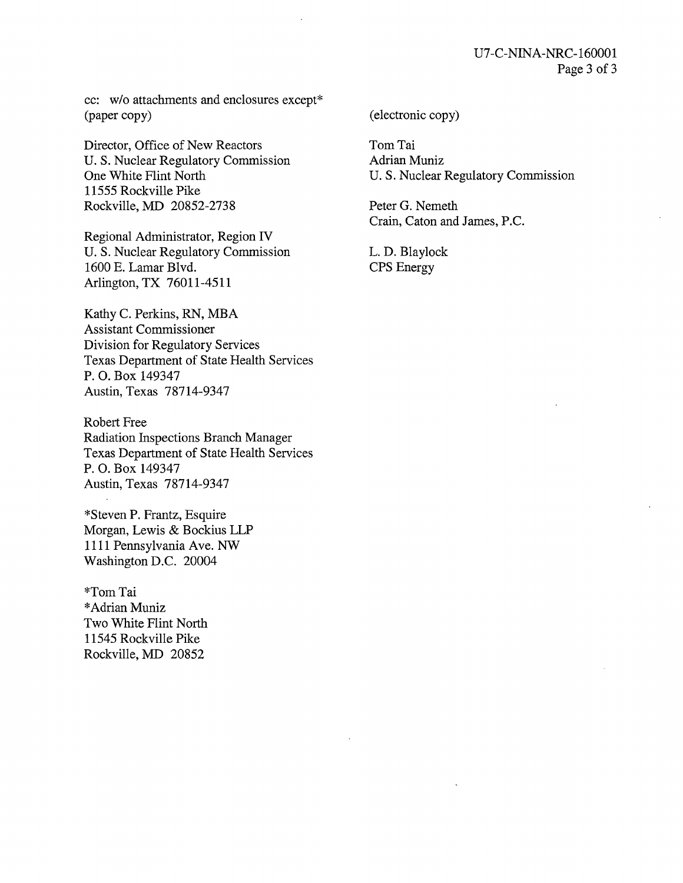cc: w/o attachments and enclosures except*
(paper copy)

Director, Office of New Reactors
U. S. Nuclear Regulatory Commission
One White Flint North
11555 Rockville Pike
Rockville, MD 20852-2738

Regional Administrator, Region IV
U. S. Nuclear Regulatory Commission
1600 E. Lamar Blvd.
Arlington, TX 76011-4511

Kathy C. Perkins, RN, MBA
Assistant Commissioner
Division for Regulatory Services
Texas Department of State Health Services
P. O. Box 149347
Austin, Texas 78714-9347

Robert Free
Radiation Inspections Branch Manager
Texas Department of State Health Services
P. O. Box 149347
Austin, Texas 78714-9347

*Steven P. Frantz, Esquire
Morgan, Lewis & Bockius LLP
1111 Pennsylvania Ave. NW
Washington D.C. 20004

*Tom Tai
*Adrian Muniz
Two White Flint North
11545 Rockville Pike
Rockville, MD 20852

(electronic copy)

Tom Tai
Adrian Muniz
U. S. Nuclear Regulatory Commission

Peter G. Nemeth
Crain, Caton and James, P.C.

L. D. Blaylock
CPS Energy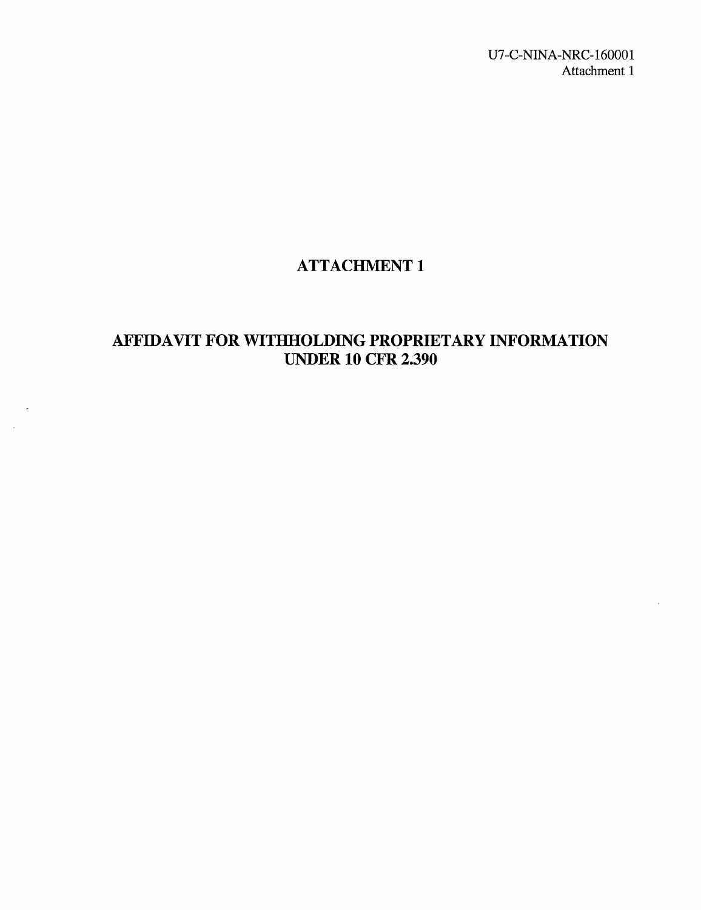U7-C-NINA-NRC-160001
Attachment 1

# ATTACHMENT 1

# AFFIDAVIT FOR WITHHOLDING PROPRIETARY INFORMATION UNDER 10 CFR 2.390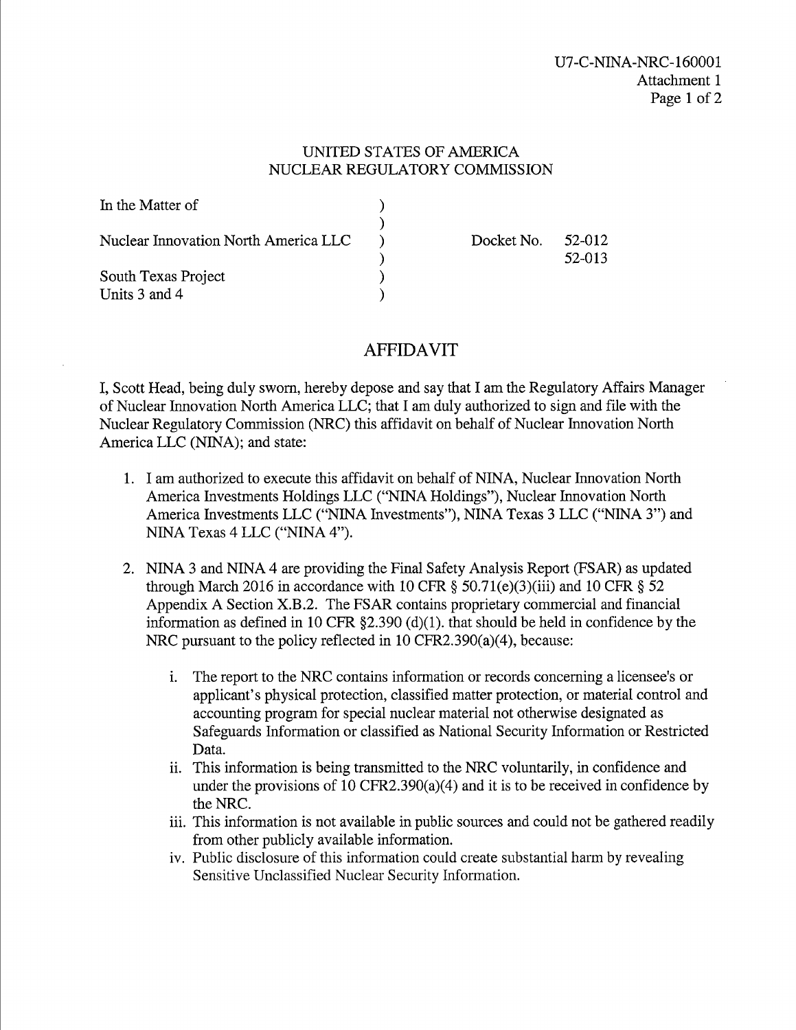UNITED STATES OF AMERICA
NUCLEAR REGULATORY COMMISSION

| In the Matter of | ) | |
|---|---|---|
| | ) | |
| Nuclear Innovation North America LLC | ) | Docket No. 52-012 |
| | ) | 52-013 |
| South Texas Project | ) | |
| Units 3 and 4 | ) | |

## AFFIDAVIT

I, Scott Head, being duly sworn, hereby depose and say that I am the Regulatory Affairs Manager of Nuclear Innovation North America LLC; that I am duly authorized to sign and file with the Nuclear Regulatory Commission (NRC) this affidavit on behalf of Nuclear Innovation North America LLC (NINA); and state:

1. I am authorized to execute this affidavit on behalf of NINA, Nuclear Innovation North America Investments Holdings LLC ("NINA Holdings"), Nuclear Innovation North America Investments LLC ("NINA Investments"), NINA Texas 3 LLC ("NINA 3") and NINA Texas 4 LLC ("NINA 4").

2. NINA 3 and NINA 4 are providing the Final Safety Analysis Report (FSAR) as updated through March 2016 in accordance with 10 CFR § 50.71(e)(3)(iii) and 10 CFR § 52 Appendix A Section X.B.2. The FSAR contains proprietary commercial and financial information as defined in 10 CFR §2.390 (d)(1). that should be held in confidence by the NRC pursuant to the policy reflected in 10 CFR2.390(a)(4), because:

   i. The report to the NRC contains information or records concerning a licensee's or applicant's physical protection, classified matter protection, or material control and accounting program for special nuclear material not otherwise designated as Safeguards Information or classified as National Security Information or Restricted Data.
   ii. This information is being transmitted to the NRC voluntarily, in confidence and under the provisions of 10 CFR2.390(a)(4) and it is to be received in confidence by the NRC.
   iii. This information is not available in public sources and could not be gathered readily from other publicly available information.
   iv. Public disclosure of this information could create substantial harm by revealing Sensitive Unclassified Nuclear Security Information.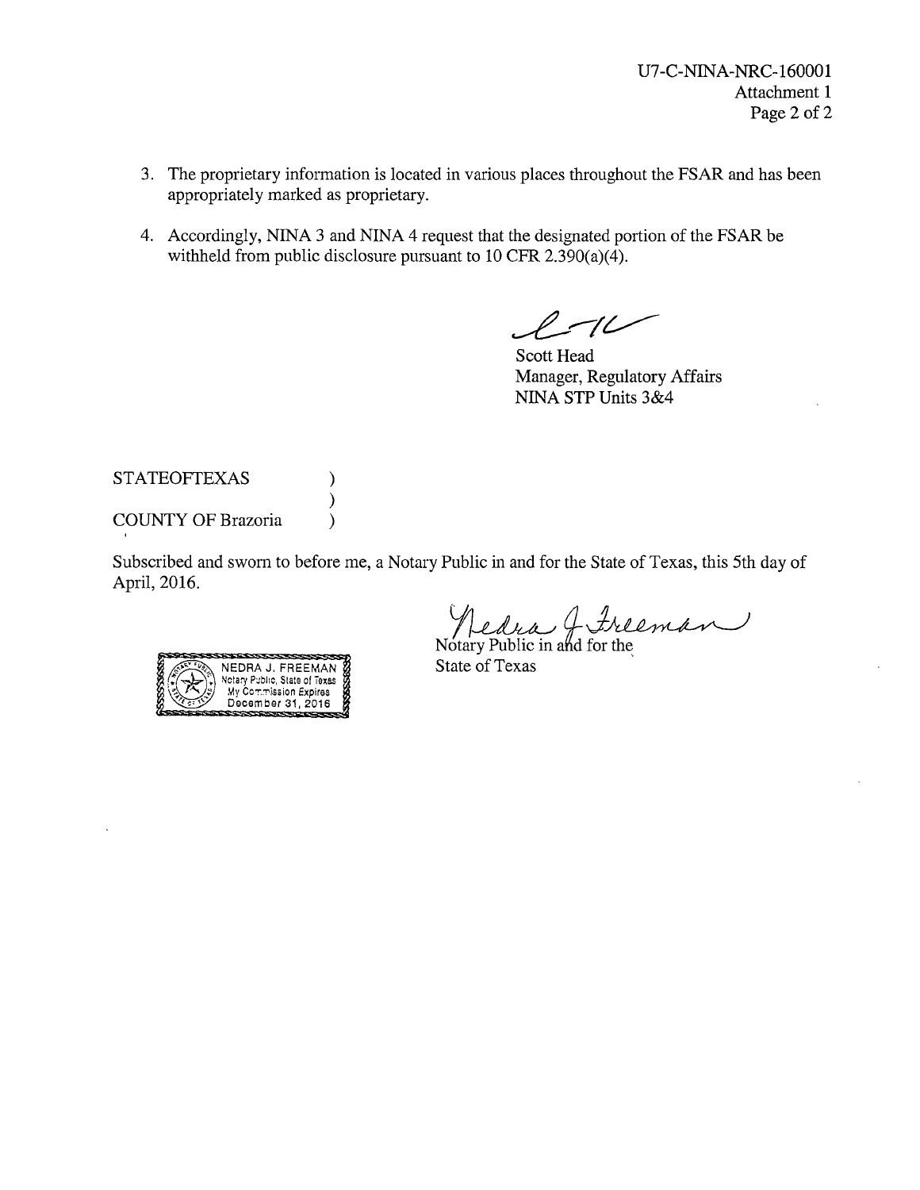U7-C-NINA-NRC-160001
Attachment 1

3. The proprietary information is located in various places throughout the FSAR and has been appropriately marked as proprietary.

4. Accordingly, NINA 3 and NINA 4 request that the designated portion of the FSAR be withheld from public disclosure pursuant to 10 CFR 2.390(a)(4).

Scott Head
Manager, Regulatory Affairs
NINA STP Units 3&4

STATEOFTEXAS )
)
COUNTY OF Brazoria )

Subscribed and sworn to before me, a Notary Public in and for the State of Texas, this 5th day of April, 2016.

NEDRA J. FREEMAN
Notary Public, State of Texas
My Commission Expires
December 31, 2016

Nedra J. Freeman
Notary Public in and for the
State of Texas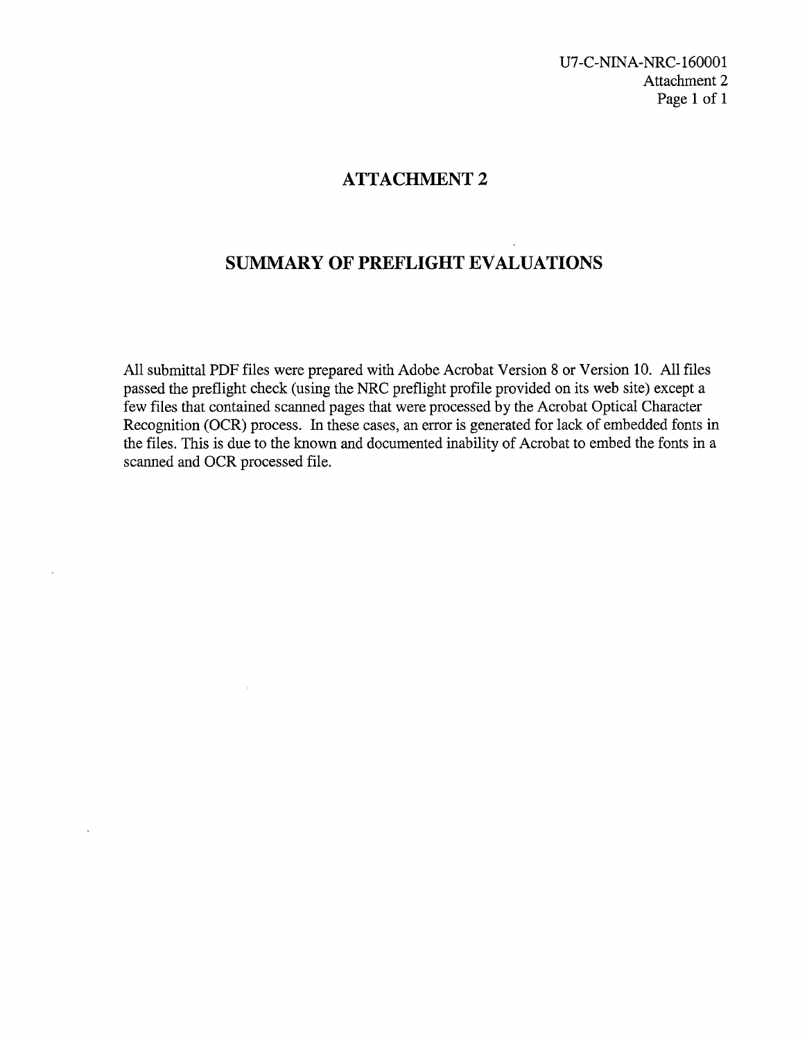U7-C-NINA-NRC-160001
Attachment 2

# ATTACHMENT 2

# SUMMARY OF PREFLIGHT EVALUATIONS

All submittal PDF files were prepared with Adobe Acrobat Version 8 or Version 10. All files passed the preflight check (using the NRC preflight profile provided on its web site) except a few files that contained scanned pages that were processed by the Acrobat Optical Character Recognition (OCR) process. In these cases, an error is generated for lack of embedded fonts in the files. This is due to the known and documented inability of Acrobat to embed the fonts in a scanned and OCR processed file.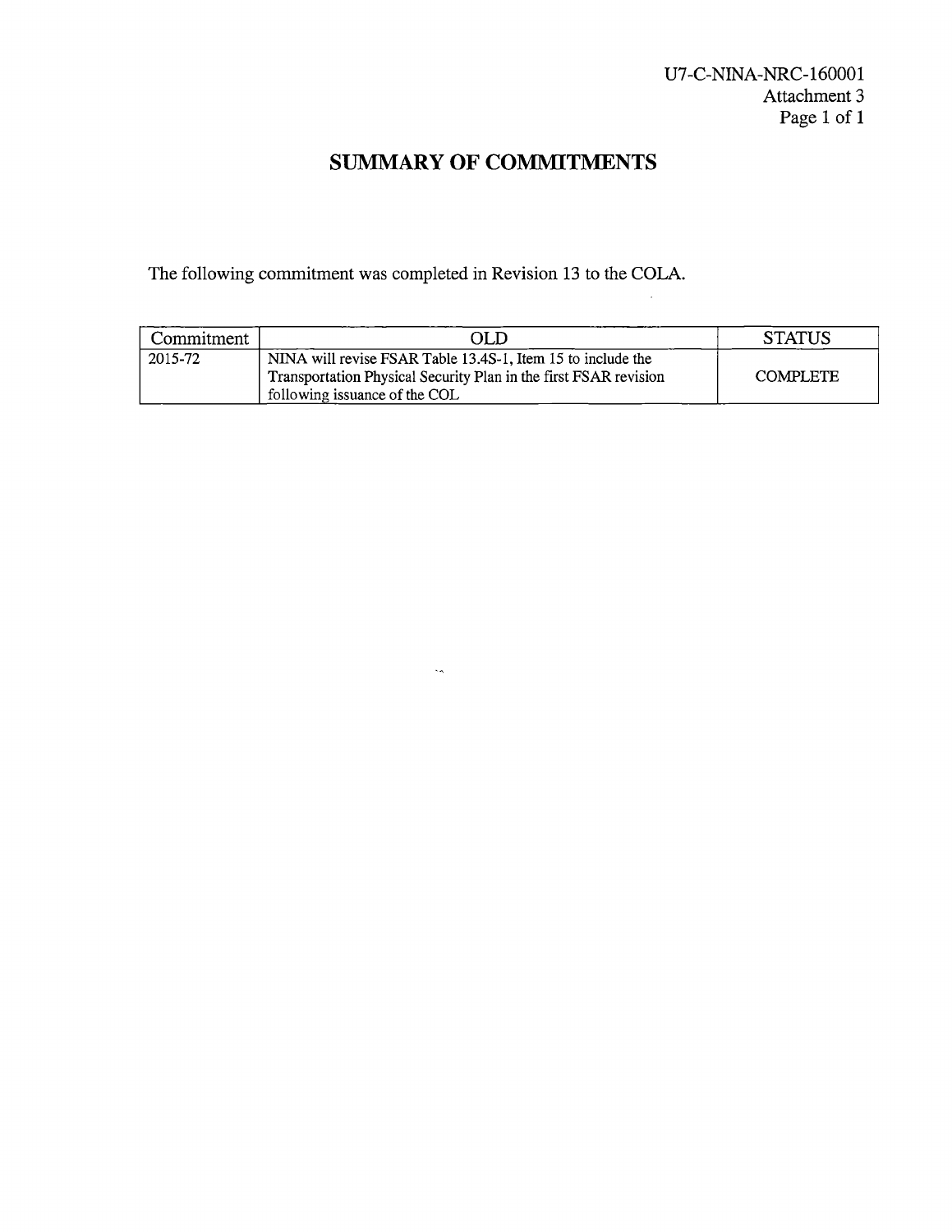U7-C-NINA-NRC-160001
Attachment 3

# SUMMARY OF COMMITMENTS

The following commitment was completed in Revision 13 to the COLA.

| Commitment | OLD | STATUS |
|---|---|---|
| 2015-72 | NINA will revise FSAR Table 13.4S-1, Item 15 to include the Transportation Physical Security Plan in the first FSAR revision following issuance of the COL | COMPLETE |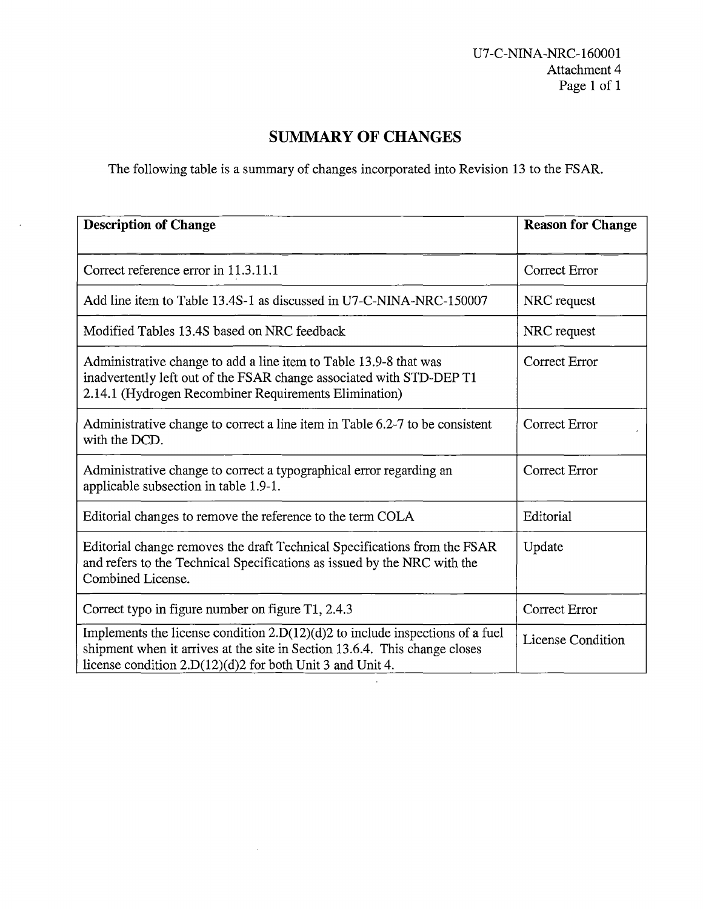U7-C-NINA-NRC-160001
Attachment 4

# SUMMARY OF CHANGES

The following table is a summary of changes incorporated into Revision 13 to the FSAR.

| Description of Change | Reason for Change |
|---|---|
| Correct reference error in 11.3.11.1 | Correct Error |
| Add line item to Table 13.4S-1 as discussed in U7-C-NINA-NRC-150007 | NRC request |
| Modified Tables 13.4S based on NRC feedback | NRC request |
| Administrative change to add a line item to Table 13.9-8 that was inadvertently left out of the FSAR change associated with STD-DEP T1 2.14.1 (Hydrogen Recombiner Requirements Elimination) | Correct Error |
| Administrative change to correct a line item in Table 6.2-7 to be consistent with the DCD. | Correct Error |
| Administrative change to correct a typographical error regarding an applicable subsection in table 1.9-1. | Correct Error |
| Editorial changes to remove the reference to the term COLA | Editorial |
| Editorial change removes the draft Technical Specifications from the FSAR and refers to the Technical Specifications as issued by the NRC with the Combined License. | Update |
| Correct typo in figure number on figure T1, 2.4.3 | Correct Error |
| Implements the license condition 2.D(12)(d)2 to include inspections of a fuel shipment when it arrives at the site in Section 13.6.4. This change closes license condition 2.D(12)(d)2 for both Unit 3 and Unit 4. | License Condition |